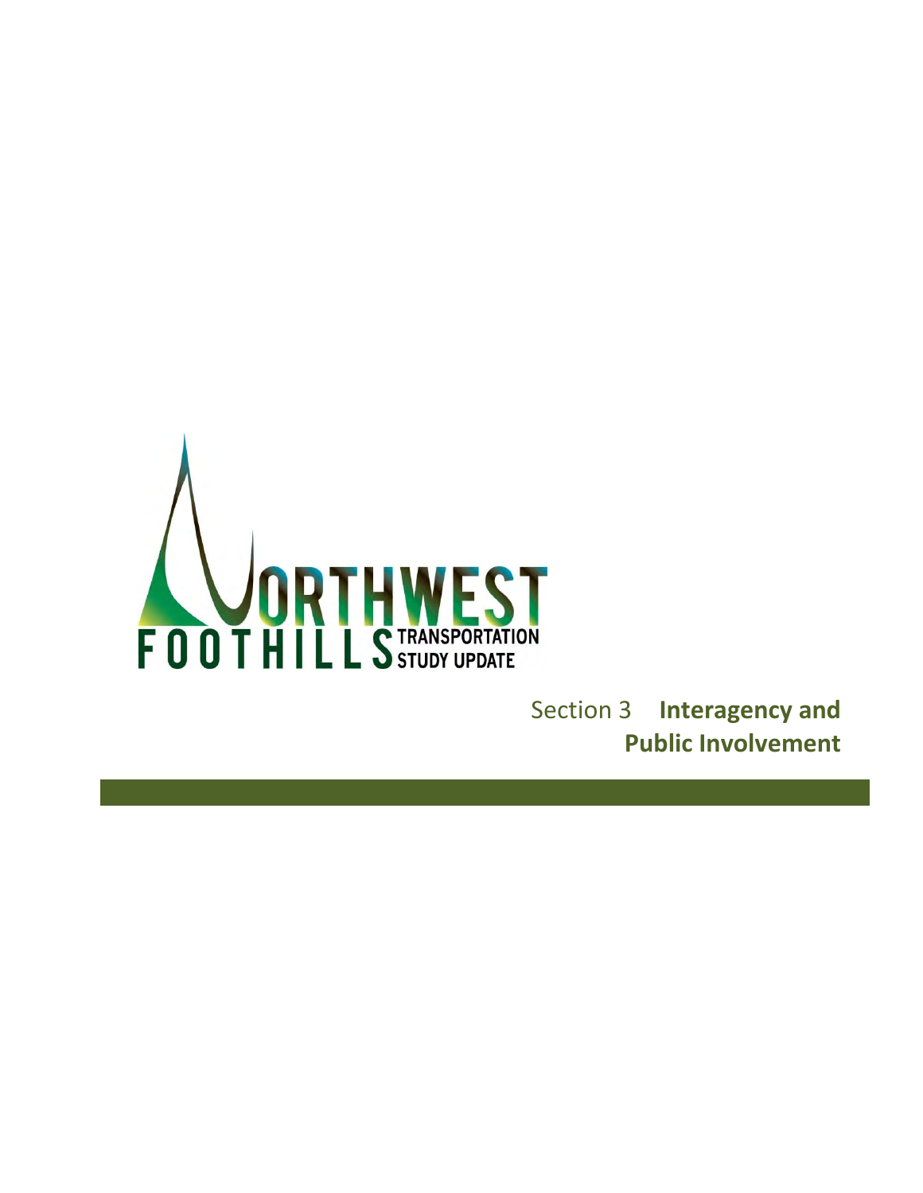NORTHWEST FOOTHILLS TRANSPORTATION STUDY UPDATE

# Section 3 **Interagency and Public Involvement**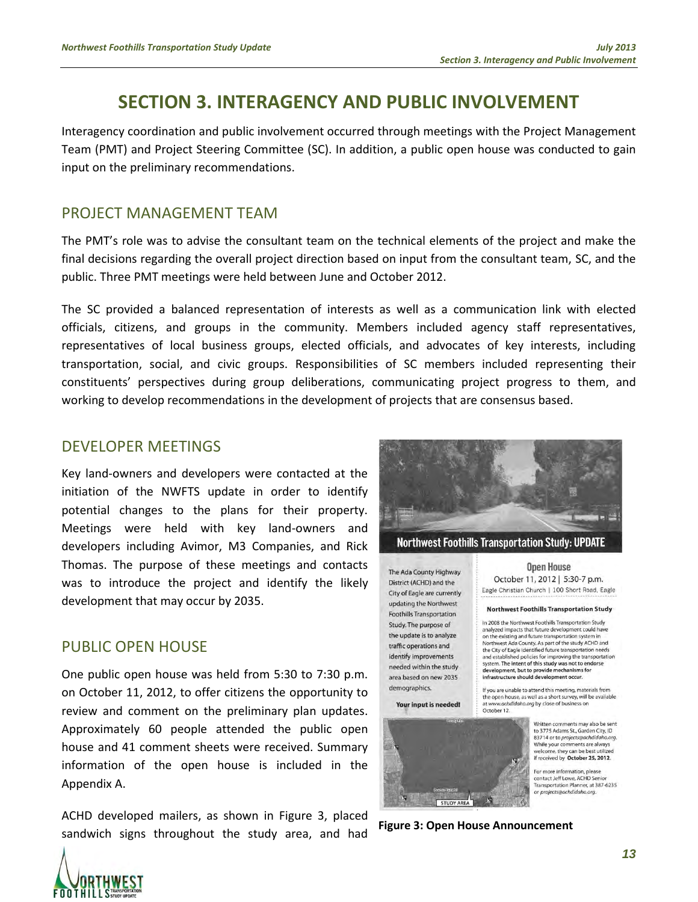# SECTION 3. INTERAGENCY AND PUBLIC INVOLVEMENT

Interagency coordination and public involvement occurred through meetings with the Project Management Team (PMT) and Project Steering Committee (SC). In addition, a public open house was conducted to gain input on the preliminary recommendations.

## PROJECT MANAGEMENT TEAM

The PMT's role was to advise the consultant team on the technical elements of the project and make the final decisions regarding the overall project direction based on input from the consultant team, SC, and the public. Three PMT meetings were held between June and October 2012.

The SC provided a balanced representation of interests as well as a communication link with elected officials, citizens, and groups in the community. Members included agency staff representatives, representatives of local business groups, elected officials, and advocates of key interests, including transportation, social, and civic groups. Responsibilities of SC members included representing their constituents' perspectives during group deliberations, communicating project progress to them, and working to develop recommendations in the development of projects that are consensus based.

## DEVELOPER MEETINGS

Key land-owners and developers were contacted at the initiation of the NWFTS update in order to identify potential changes to the plans for their property. Meetings were held with key land-owners and developers including Avimor, M3 Companies, and Rick Thomas. The purpose of these meetings and contacts was to introduce the project and identify the likely development that may occur by 2035.

## PUBLIC OPEN HOUSE

One public open house was held from 5:30 to 7:30 p.m. on October 11, 2012, to offer citizens the opportunity to review and comment on the preliminary plan updates. Approximately 60 people attended the public open house and 41 comment sheets were received. Summary information of the open house is included in the Appendix A.

ACHD developed mailers, as shown in Figure 3, placed sandwich signs throughout the study area, and had

**Northwest Foothills Transportation Study: UPDATE**

The Ada County Highway District (ACHD) and the City of Eagle are currently updating the Northwest Foothills Transportation Study. The purpose of the update is to analyze traffic operations and identify improvements needed within the study area based on new 2035 demographics.

**Your input is needed!**

**Open House**
October 11, 2012 | 5:30-7 p.m.
Eagle Christian Church | 100 Short Road, Eagle

**Northwest Foothills Transportation Study**

In 2008 the Northwest Foothills Transportation Study analyzed impacts that future development could have on the existing and future transportation system in Northwest Ada County. As part of the study ACHD and the City of Eagle identified future transportation needs and established policies for improving the transportation system. **The intent of this study was not to endorse development, but to provide mechanisms for infrastructure should development occur.**

If you are unable to attend this meeting, materials from the open house, as well as a short survey, will be available at *www.achdidaho.org* by close of business on October 12.

Written comments may also be sent to 3775 Adams St., Garden City, ID 83714 or to *projects@achdidaho.org*. While your comments are always welcome, they can be best utilized if received by **October 25, 2012.**

For more information, please contact Jeff Lowe, ACHD Senior Transportation Planner, at 387-6235 or *projects@achdidaho.org*.

STUDY AREA

**Figure 3: Open House Announcement**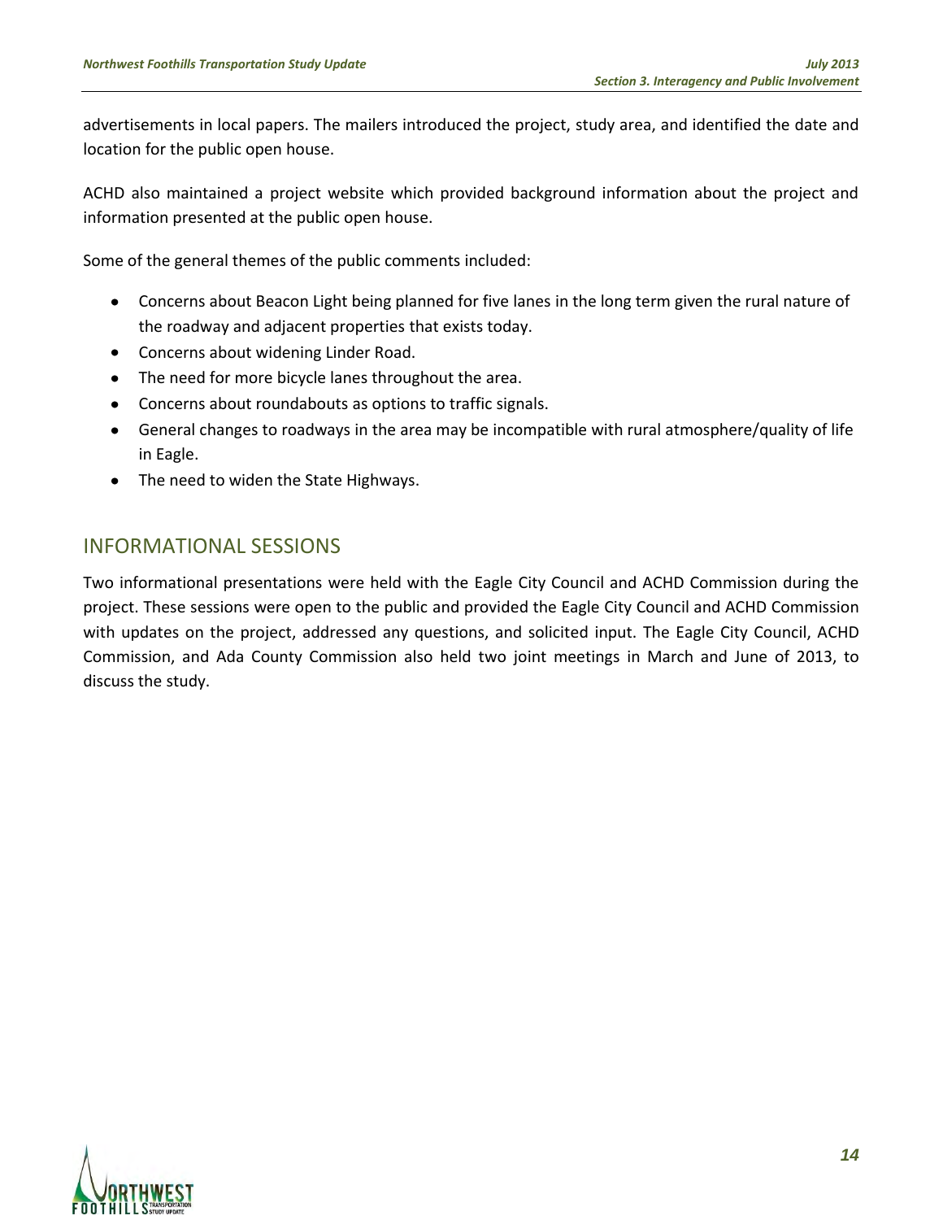advertisements in local papers. The mailers introduced the project, study area, and identified the date and location for the public open house.

ACHD also maintained a project website which provided background information about the project and information presented at the public open house.

Some of the general themes of the public comments included:

- Concerns about Beacon Light being planned for five lanes in the long term given the rural nature of the roadway and adjacent properties that exists today.
- Concerns about widening Linder Road.
- The need for more bicycle lanes throughout the area.
- Concerns about roundabouts as options to traffic signals.
- General changes to roadways in the area may be incompatible with rural atmosphere/quality of life in Eagle.
- The need to widen the State Highways.

## INFORMATIONAL SESSIONS

Two informational presentations were held with the Eagle City Council and ACHD Commission during the project. These sessions were open to the public and provided the Eagle City Council and ACHD Commission with updates on the project, addressed any questions, and solicited input. The Eagle City Council, ACHD Commission, and Ada County Commission also held two joint meetings in March and June of 2013, to discuss the study.